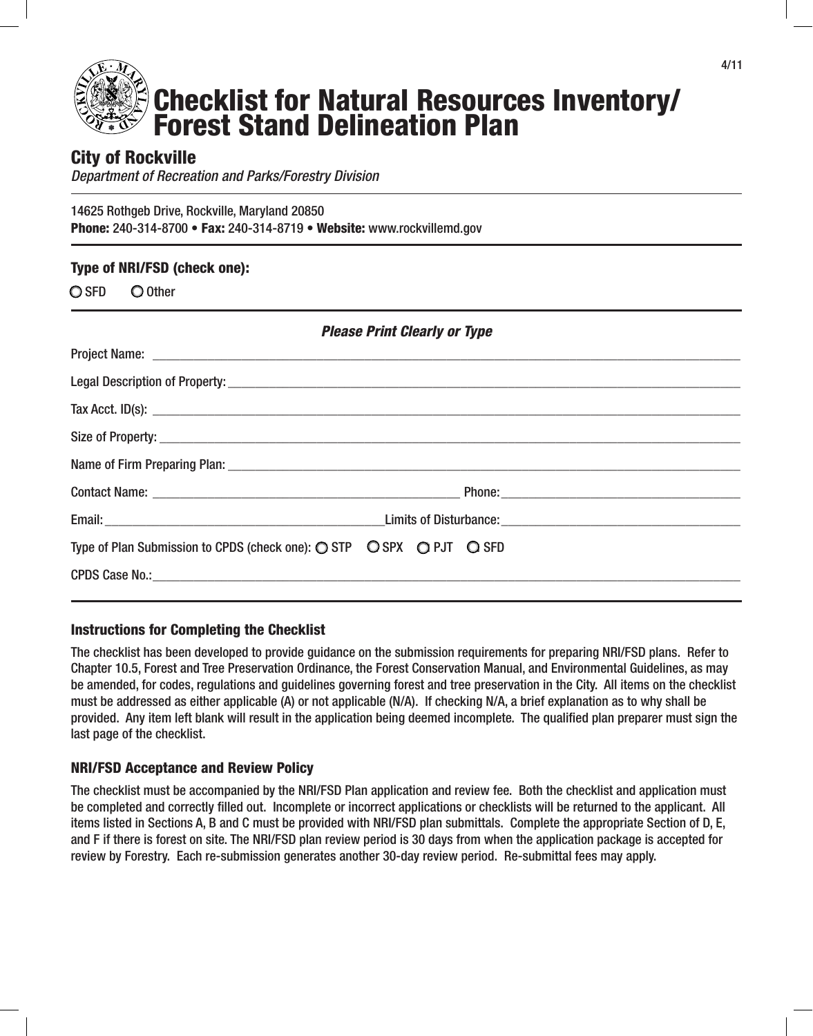# Checklist for Natural Resources Inventory/ Forest Stand Delineation Plan

## City of Rockville

*Department of Recreation and Parks/Forestry Division*

14625 Rothgeb Drive, Rockville, Maryland 20850
**Phone:** 240-314-8700 • **Fax:** 240-314-8719 • **Website:** www.rockvillemd.gov

**Type of NRI/FSD (check one):**

○ SFD ○ Other

***Please Print Clearly or Type***

Project Name: ____________________

Legal Description of Property: ____________________

Tax Acct. ID(s): ____________________

Size of Property: ____________________

Name of Firm Preparing Plan: ____________________

Contact Name: ____________________ Phone: ____________________

Email: ____________________ Limits of Disturbance: ____________________

Type of Plan Submission to CPDS (check one): ○ STP ○ SPX ○ PJT ○ SFD

CPDS Case No.: ____________________

### Instructions for Completing the Checklist

The checklist has been developed to provide guidance on the submission requirements for preparing NRI/FSD plans. Refer to Chapter 10.5, Forest and Tree Preservation Ordinance, the Forest Conservation Manual, and Environmental Guidelines, as may be amended, for codes, regulations and guidelines governing forest and tree preservation in the City. All items on the checklist must be addressed as either applicable (A) or not applicable (N/A). If checking N/A, a brief explanation as to why shall be provided. Any item left blank will result in the application being deemed incomplete. The qualified plan preparer must sign the last page of the checklist.

### NRI/FSD Acceptance and Review Policy

The checklist must be accompanied by the NRI/FSD Plan application and review fee. Both the checklist and application must be completed and correctly filled out. Incomplete or incorrect applications or checklists will be returned to the applicant. All items listed in Sections A, B and C must be provided with NRI/FSD plan submittals. Complete the appropriate Section of D, E, and F if there is forest on site. The NRI/FSD plan review period is 30 days from when the application package is accepted for review by Forestry. Each re-submission generates another 30-day review period. Re-submittal fees may apply.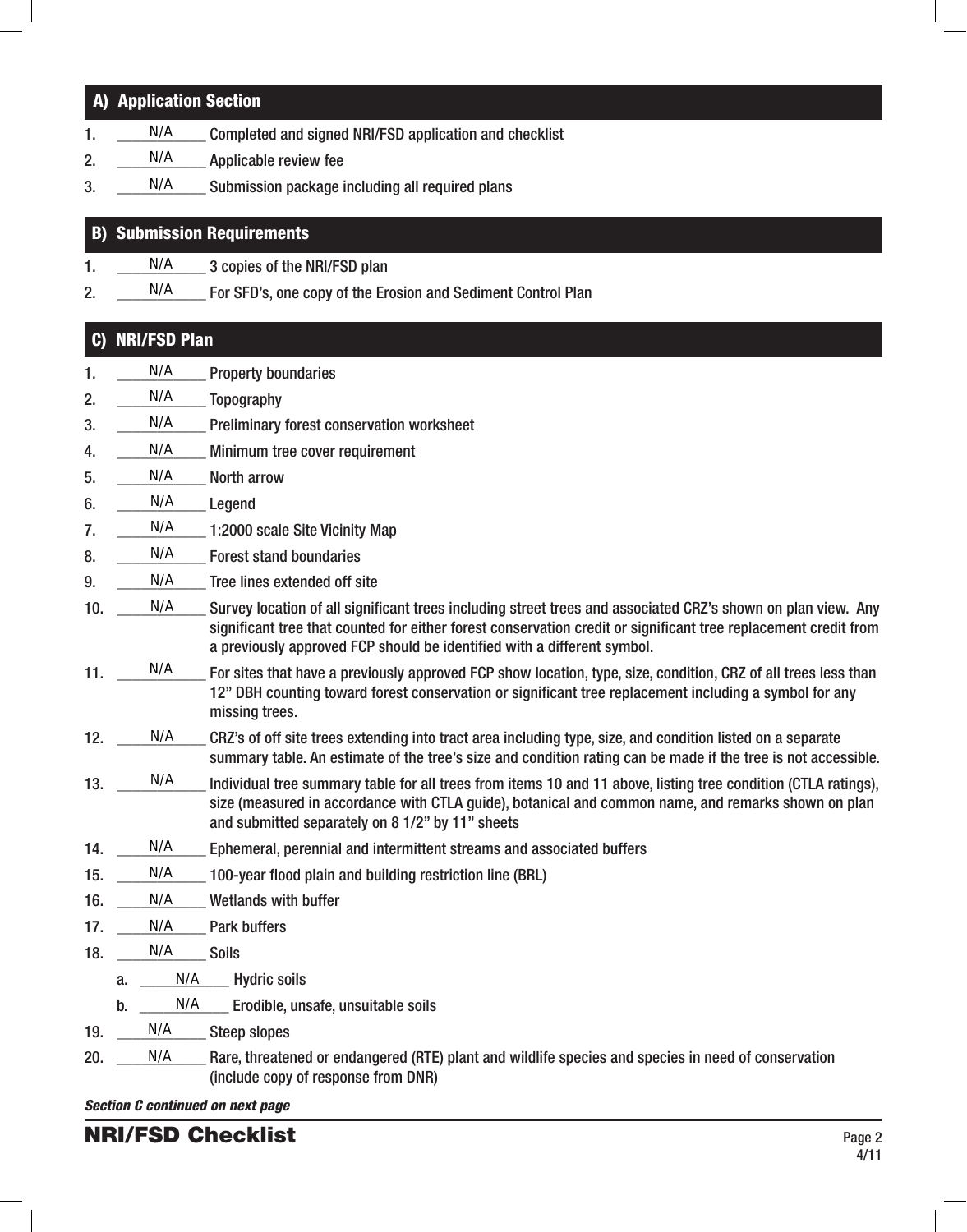## A) Application Section

1. N/A Completed and signed NRI/FSD application and checklist
2. N/A Applicable review fee
3. N/A Submission package including all required plans

## B) Submission Requirements

1. N/A 3 copies of the NRI/FSD plan
2. N/A For SFD's, one copy of the Erosion and Sediment Control Plan

## C) NRI/FSD Plan

1. N/A Property boundaries
2. N/A Topography
3. N/A Preliminary forest conservation worksheet
4. N/A Minimum tree cover requirement
5. N/A North arrow
6. N/A Legend
7. N/A 1:2000 scale Site Vicinity Map
8. N/A Forest stand boundaries
9. N/A Tree lines extended off site
10. N/A Survey location of all significant trees including street trees and associated CRZ's shown on plan view. Any significant tree that counted for either forest conservation credit or significant tree replacement credit from a previously approved FCP should be identified with a different symbol.
11. N/A For sites that have a previously approved FCP show location, type, size, condition, CRZ of all trees less than 12" DBH counting toward forest conservation or significant tree replacement including a symbol for any missing trees.
12. N/A CRZ's of off site trees extending into tract area including type, size, and condition listed on a separate summary table. An estimate of the tree's size and condition rating can be made if the tree is not accessible.
13. N/A Individual tree summary table for all trees from items 10 and 11 above, listing tree condition (CTLA ratings), size (measured in accordance with CTLA guide), botanical and common name, and remarks shown on plan and submitted separately on 8 1/2" by 11" sheets
14. N/A Ephemeral, perennial and intermittent streams and associated buffers
15. N/A 100-year flood plain and building restriction line (BRL)
16. N/A Wetlands with buffer
17. N/A Park buffers
18. N/A Soils
    a. N/A Hydric soils
    b. N/A Erodible, unsafe, unsuitable soils
19. N/A Steep slopes
20. N/A Rare, threatened or endangered (RTE) plant and wildlife species and species in need of conservation (include copy of response from DNR)

***Section C continued on next page***

**NRI/FSD Checklist**

4/11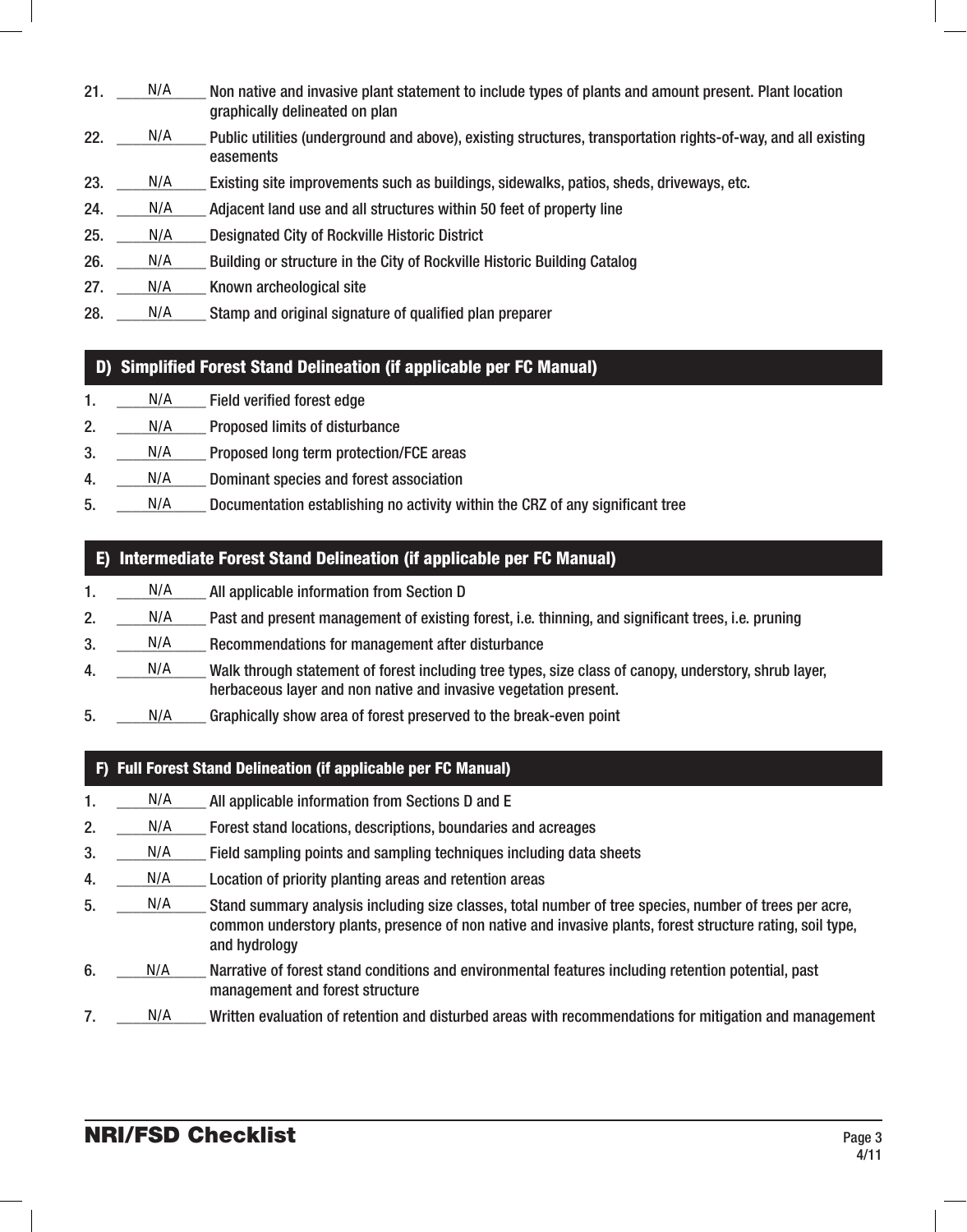21. N/A Non native and invasive plant statement to include types of plants and amount present. Plant location graphically delineated on plan
22. N/A Public utilities (underground and above), existing structures, transportation rights-of-way, and all existing easements
23. N/A Existing site improvements such as buildings, sidewalks, patios, sheds, driveways, etc.
24. N/A Adjacent land use and all structures within 50 feet of property line
25. N/A Designated City of Rockville Historic District
26. N/A Building or structure in the City of Rockville Historic Building Catalog
27. N/A Known archeological site
28. N/A Stamp and original signature of qualified plan preparer

## D) Simplified Forest Stand Delineation (if applicable per FC Manual)

1. N/A Field verified forest edge
2. N/A Proposed limits of disturbance
3. N/A Proposed long term protection/FCE areas
4. N/A Dominant species and forest association
5. N/A Documentation establishing no activity within the CRZ of any significant tree

## E) Intermediate Forest Stand Delineation (if applicable per FC Manual)

1. N/A All applicable information from Section D
2. N/A Past and present management of existing forest, i.e. thinning, and significant trees, i.e. pruning
3. N/A Recommendations for management after disturbance
4. N/A Walk through statement of forest including tree types, size class of canopy, understory, shrub layer, herbaceous layer and non native and invasive vegetation present.
5. N/A Graphically show area of forest preserved to the break-even point

## F) Full Forest Stand Delineation (if applicable per FC Manual)

1. N/A All applicable information from Sections D and E
2. N/A Forest stand locations, descriptions, boundaries and acreages
3. N/A Field sampling points and sampling techniques including data sheets
4. N/A Location of priority planting areas and retention areas
5. N/A Stand summary analysis including size classes, total number of tree species, number of trees per acre, common understory plants, presence of non native and invasive plants, forest structure rating, soil type, and hydrology
6. N/A Narrative of forest stand conditions and environmental features including retention potential, past management and forest structure
7. N/A Written evaluation of retention and disturbed areas with recommendations for mitigation and management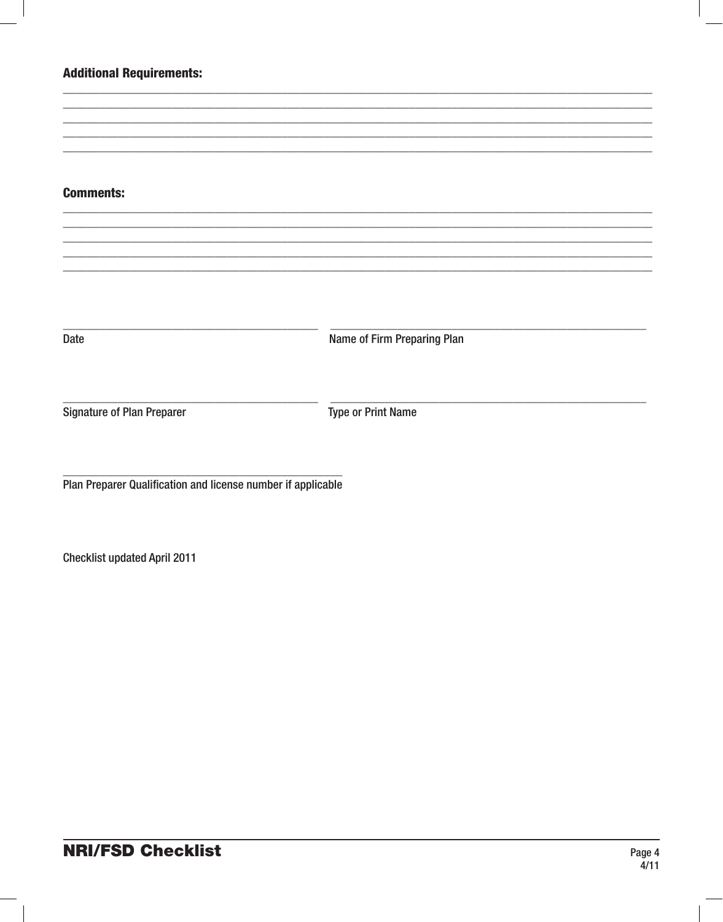**Additional Requirements:**

\_\_\_\_\_\_\_\_\_\_\_\_\_\_\_\_\_\_\_\_\_\_\_\_\_\_\_\_\_\_\_\_\_\_\_\_\_\_\_\_\_\_\_\_\_\_\_\_\_\_\_\_\_\_\_\_\_\_\_\_\_\_\_\_\_\_\_\_\_\_\_\_\_\_\_\_\_\_
\_\_\_\_\_\_\_\_\_\_\_\_\_\_\_\_\_\_\_\_\_\_\_\_\_\_\_\_\_\_\_\_\_\_\_\_\_\_\_\_\_\_\_\_\_\_\_\_\_\_\_\_\_\_\_\_\_\_\_\_\_\_\_\_\_\_\_\_\_\_\_\_\_\_\_\_\_\_
\_\_\_\_\_\_\_\_\_\_\_\_\_\_\_\_\_\_\_\_\_\_\_\_\_\_\_\_\_\_\_\_\_\_\_\_\_\_\_\_\_\_\_\_\_\_\_\_\_\_\_\_\_\_\_\_\_\_\_\_\_\_\_\_\_\_\_\_\_\_\_\_\_\_\_\_\_\_
\_\_\_\_\_\_\_\_\_\_\_\_\_\_\_\_\_\_\_\_\_\_\_\_\_\_\_\_\_\_\_\_\_\_\_\_\_\_\_\_\_\_\_\_\_\_\_\_\_\_\_\_\_\_\_\_\_\_\_\_\_\_\_\_\_\_\_\_\_\_\_\_\_\_\_\_\_\_
\_\_\_\_\_\_\_\_\_\_\_\_\_\_\_\_\_\_\_\_\_\_\_\_\_\_\_\_\_\_\_\_\_\_\_\_\_\_\_\_\_\_\_\_\_\_\_\_\_\_\_\_\_\_\_\_\_\_\_\_\_\_\_\_\_\_\_\_\_\_\_\_\_\_\_\_\_\_

**Comments:**

\_\_\_\_\_\_\_\_\_\_\_\_\_\_\_\_\_\_\_\_\_\_\_\_\_\_\_\_\_\_\_\_\_\_\_\_\_\_\_\_\_\_\_\_\_\_\_\_\_\_\_\_\_\_\_\_\_\_\_\_\_\_\_\_\_\_\_\_\_\_\_\_\_\_\_\_\_\_
\_\_\_\_\_\_\_\_\_\_\_\_\_\_\_\_\_\_\_\_\_\_\_\_\_\_\_\_\_\_\_\_\_\_\_\_\_\_\_\_\_\_\_\_\_\_\_\_\_\_\_\_\_\_\_\_\_\_\_\_\_\_\_\_\_\_\_\_\_\_\_\_\_\_\_\_\_\_
\_\_\_\_\_\_\_\_\_\_\_\_\_\_\_\_\_\_\_\_\_\_\_\_\_\_\_\_\_\_\_\_\_\_\_\_\_\_\_\_\_\_\_\_\_\_\_\_\_\_\_\_\_\_\_\_\_\_\_\_\_\_\_\_\_\_\_\_\_\_\_\_\_\_\_\_\_\_
\_\_\_\_\_\_\_\_\_\_\_\_\_\_\_\_\_\_\_\_\_\_\_\_\_\_\_\_\_\_\_\_\_\_\_\_\_\_\_\_\_\_\_\_\_\_\_\_\_\_\_\_\_\_\_\_\_\_\_\_\_\_\_\_\_\_\_\_\_\_\_\_\_\_\_\_\_\_
\_\_\_\_\_\_\_\_\_\_\_\_\_\_\_\_\_\_\_\_\_\_\_\_\_\_\_\_\_\_\_\_\_\_\_\_\_\_\_\_\_\_\_\_\_\_\_\_\_\_\_\_\_\_\_\_\_\_\_\_\_\_\_\_\_\_\_\_\_\_\_\_\_\_\_\_\_\_

| | |
|---|---|
| \_\_\_\_\_\_\_\_\_\_\_\_\_\_\_\_\_\_\_\_\_\_\_\_\_\_\_\_\_\_ | \_\_\_\_\_\_\_\_\_\_\_\_\_\_\_\_\_\_\_\_\_\_\_\_\_\_\_\_\_\_\_\_\_\_\_\_\_\_ |
| Date | Name of Firm Preparing Plan |
| \_\_\_\_\_\_\_\_\_\_\_\_\_\_\_\_\_\_\_\_\_\_\_\_\_\_\_\_\_\_ | \_\_\_\_\_\_\_\_\_\_\_\_\_\_\_\_\_\_\_\_\_\_\_\_\_\_\_\_\_\_\_\_\_\_\_\_\_\_ |
| Signature of Plan Preparer | Type or Print Name |

\_\_\_\_\_\_\_\_\_\_\_\_\_\_\_\_\_\_\_\_\_\_\_\_\_\_\_\_\_\_\_\_\_\_

Plan Preparer Qualification and license number if applicable

Checklist updated April 2011